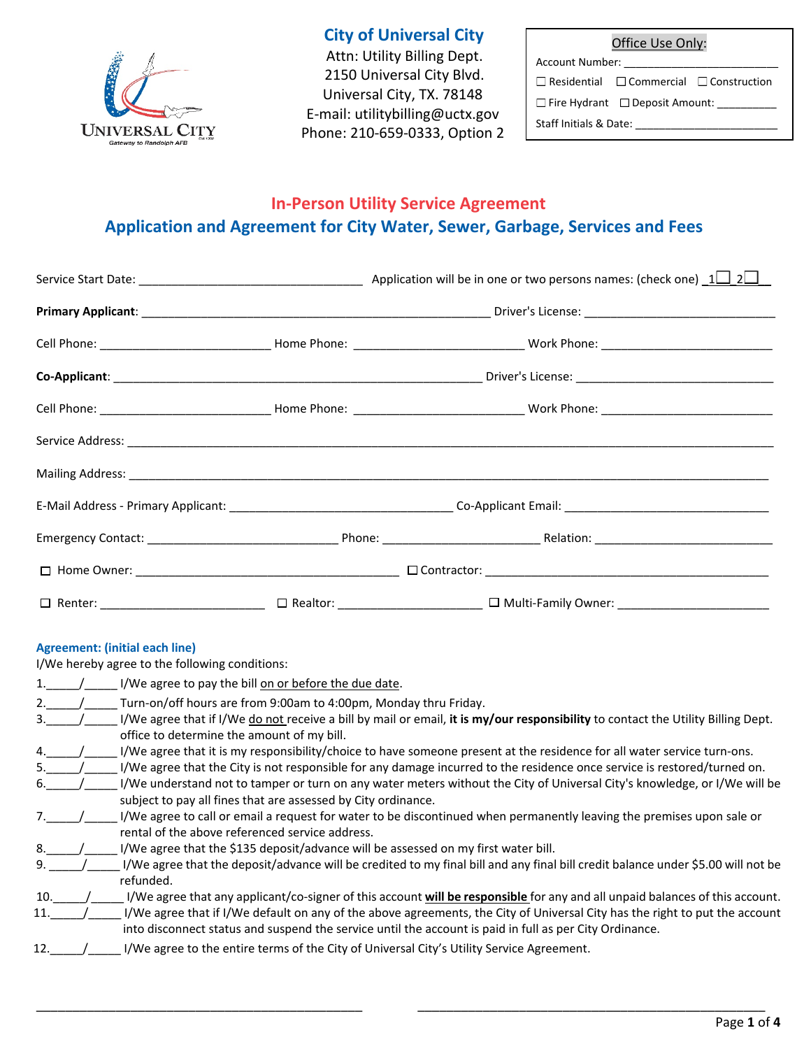UNIVERSAL CITY
Gateway to Randolph AFB

**City of Universal City**
Attn: Utility Billing Dept.
2150 Universal City Blvd.
Universal City, TX. 78148
E-mail: utilitybilling@uctx.gov
Phone: 210-659-0333, Option 2

| Office Use Only: |
|---|
| Account Number: ________________________ |
| ☐ Residential ☐ Commercial ☐ Construction |
| ☐ Fire Hydrant ☐ Deposit Amount: __________ |
| Staff Initials & Date: ______________________ |

## In-Person Utility Service Agreement

## Application and Agreement for City Water, Sewer, Garbage, Services and Fees

Service Start Date: ________________________________ Application will be in one or two persons names: (check one) 1☐ 2☐

**Primary Applicant**: ________________________________________________ Driver's License: ____________________________

Cell Phone: ________________________ Home Phone: ________________________ Work Phone: ________________________

**Co-Applicant**: ________________________________________________ Driver's License: ____________________________

Cell Phone: ________________________ Home Phone: ________________________ Work Phone: ________________________

Service Address: ________________________________________________________________________________________

Mailing Address: ________________________________________________________________________________________

E-Mail Address - Primary Applicant: ________________________________ Co-Applicant Email: ______________________________

Emergency Contact: ____________________________ Phone: ________________________ Relation: __________________________

☐ Home Owner: ________________________________________ ☐ Contractor: ____________________________________________

☐ Renter: ________________________ ☐ Realtor: ______________________ ☐ Multi-Family Owner: ______________________

**Agreement: (initial each line)**

I/We hereby agree to the following conditions:

1. _____/_____ I/We agree to pay the bill on or before the due date.
2. _____/_____ Turn-on/off hours are from 9:00am to 4:00pm, Monday thru Friday.
3. _____/_____ I/We agree that if I/We do not receive a bill by mail or email, **it is my/our responsibility** to contact the Utility Billing Dept. office to determine the amount of my bill.
4. _____/_____ I/We agree that it is my responsibility/choice to have someone present at the residence for all water service turn-ons.
5. _____/_____ I/We agree that the City is not responsible for any damage incurred to the residence once service is restored/turned on.
6. _____/_____ I/We understand not to tamper or turn on any water meters without the City of Universal City's knowledge, or I/We will be subject to pay all fines that are assessed by City ordinance.
7. _____/_____ I/We agree to call or email a request for water to be discontinued when permanently leaving the premises upon sale or rental of the above referenced service address.
8. _____/_____ I/We agree that the $135 deposit/advance will be assessed on my first water bill.
9. _____/_____ I/We agree that the deposit/advance will be credited to my final bill and any final bill credit balance under $5.00 will not be refunded.
10. _____/_____ I/We agree that any applicant/co-signer of this account **will be responsible** for any and all unpaid balances of this account.
11. _____/_____ I/We agree that if I/We default on any of the above agreements, the City of Universal City has the right to put the account into disconnect status and suspend the service until the account is paid in full as per City Ordinance.
12. _____/_____ I/We agree to the entire terms of the City of Universal City's Utility Service Agreement.

______________________________________________ ______________________________________________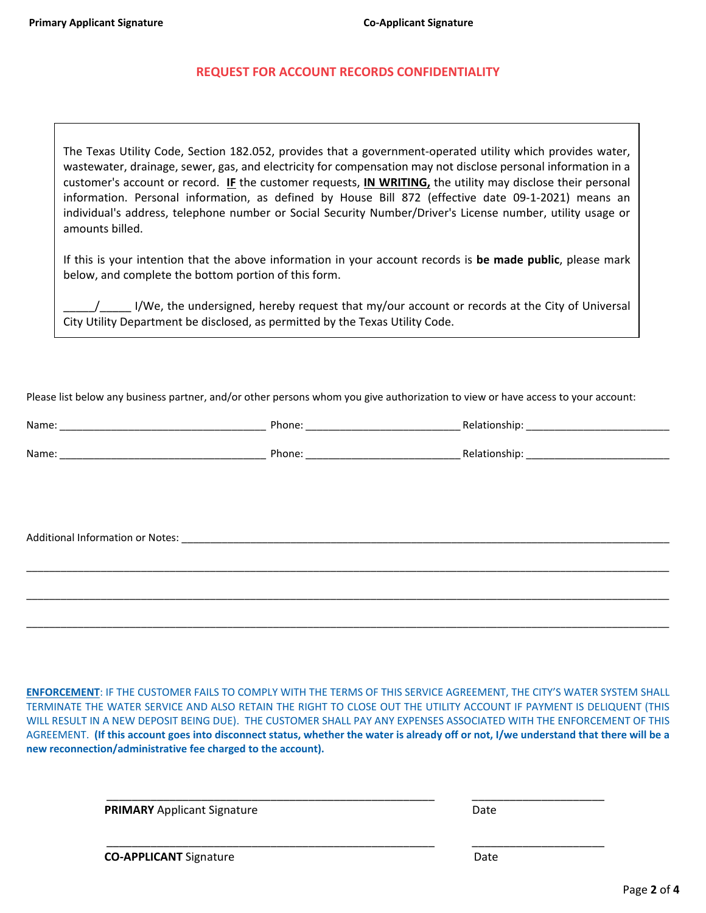**Primary Applicant Signature** **Co-Applicant Signature**

## REQUEST FOR ACCOUNT RECORDS CONFIDENTIALITY

The Texas Utility Code, Section 182.052, provides that a government-operated utility which provides water, wastewater, drainage, sewer, gas, and electricity for compensation may not disclose personal information in a customer's account or record. **IF** the customer requests, **IN WRITING,** the utility may disclose their personal information. Personal information, as defined by House Bill 872 (effective date 09-1-2021) means an individual's address, telephone number or Social Security Number/Driver's License number, utility usage or amounts billed.

If this is your intention that the above information in your account records is **be made public**, please mark below, and complete the bottom portion of this form.

_____/_____ I/We, the undersigned, hereby request that my/our account or records at the City of Universal City Utility Department be disclosed, as permitted by the Texas Utility Code.

Please list below any business partner, and/or other persons whom you give authorization to view or have access to your account:

Name: ___________________________________ Phone: __________________________ Relationship: _________________________

Name: ___________________________________ Phone: __________________________ Relationship: _________________________

Additional Information or Notes: ________________________________________________________________________________

______________________________________________________________________________________________________________

______________________________________________________________________________________________________________

______________________________________________________________________________________________________________

**ENFORCEMENT**: IF THE CUSTOMER FAILS TO COMPLY WITH THE TERMS OF THIS SERVICE AGREEMENT, THE CITY'S WATER SYSTEM SHALL TERMINATE THE WATER SERVICE AND ALSO RETAIN THE RIGHT TO CLOSE OUT THE UTILITY ACCOUNT IF PAYMENT IS DELIQUENT (THIS WILL RESULT IN A NEW DEPOSIT BEING DUE). THE CUSTOMER SHALL PAY ANY EXPENSES ASSOCIATED WITH THE ENFORCEMENT OF THIS AGREEMENT. **(If this account goes into disconnect status, whether the water is already off or not, I/we understand that there will be a new reconnection/administrative fee charged to the account).**

_______________________________________________________ ______________________

**PRIMARY** Applicant Signature Date

_______________________________________________________ ______________________

**CO-APPLICANT** Signature Date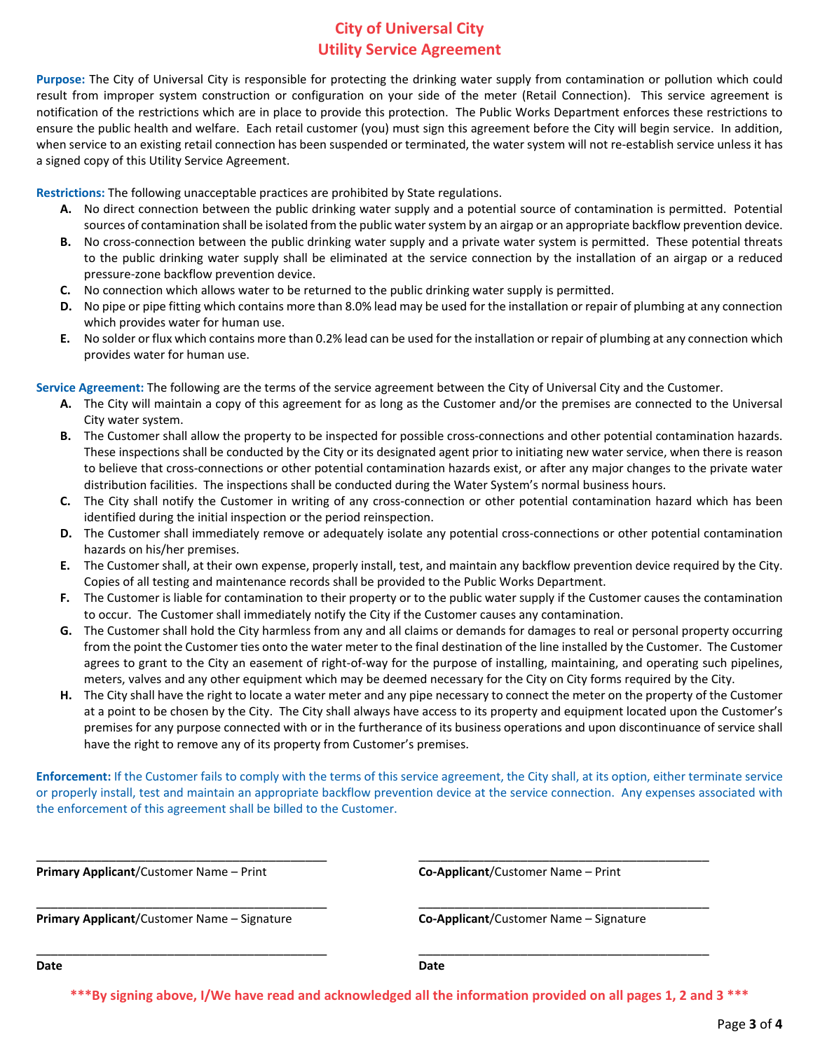# City of Universal City
# Utility Service Agreement

**Purpose:** The City of Universal City is responsible for protecting the drinking water supply from contamination or pollution which could result from improper system construction or configuration on your side of the meter (Retail Connection). This service agreement is notification of the restrictions which are in place to provide this protection. The Public Works Department enforces these restrictions to ensure the public health and welfare. Each retail customer (you) must sign this agreement before the City will begin service. In addition, when service to an existing retail connection has been suspended or terminated, the water system will not re-establish service unless it has a signed copy of this Utility Service Agreement.

**Restrictions:** The following unacceptable practices are prohibited by State regulations.

- **A.** No direct connection between the public drinking water supply and a potential source of contamination is permitted. Potential sources of contamination shall be isolated from the public water system by an airgap or an appropriate backflow prevention device.
- **B.** No cross-connection between the public drinking water supply and a private water system is permitted. These potential threats to the public drinking water supply shall be eliminated at the service connection by the installation of an airgap or a reduced pressure-zone backflow prevention device.
- **C.** No connection which allows water to be returned to the public drinking water supply is permitted.
- **D.** No pipe or pipe fitting which contains more than 8.0% lead may be used for the installation or repair of plumbing at any connection which provides water for human use.
- **E.** No solder or flux which contains more than 0.2% lead can be used for the installation or repair of plumbing at any connection which provides water for human use.

**Service Agreement:** The following are the terms of the service agreement between the City of Universal City and the Customer.

- **A.** The City will maintain a copy of this agreement for as long as the Customer and/or the premises are connected to the Universal City water system.
- **B.** The Customer shall allow the property to be inspected for possible cross-connections and other potential contamination hazards. These inspections shall be conducted by the City or its designated agent prior to initiating new water service, when there is reason to believe that cross-connections or other potential contamination hazards exist, or after any major changes to the private water distribution facilities. The inspections shall be conducted during the Water System's normal business hours.
- **C.** The City shall notify the Customer in writing of any cross-connection or other potential contamination hazard which has been identified during the initial inspection or the period reinspection.
- **D.** The Customer shall immediately remove or adequately isolate any potential cross-connections or other potential contamination hazards on his/her premises.
- **E.** The Customer shall, at their own expense, properly install, test, and maintain any backflow prevention device required by the City. Copies of all testing and maintenance records shall be provided to the Public Works Department.
- **F.** The Customer is liable for contamination to their property or to the public water supply if the Customer causes the contamination to occur. The Customer shall immediately notify the City if the Customer causes any contamination.
- **G.** The Customer shall hold the City harmless from any and all claims or demands for damages to real or personal property occurring from the point the Customer ties onto the water meter to the final destination of the line installed by the Customer. The Customer agrees to grant to the City an easement of right-of-way for the purpose of installing, maintaining, and operating such pipelines, meters, valves and any other equipment which may be deemed necessary for the City on City forms required by the City.
- **H.** The City shall have the right to locate a water meter and any pipe necessary to connect the meter on the property of the Customer at a point to be chosen by the City. The City shall always have access to its property and equipment located upon the Customer's premises for any purpose connected with or in the furtherance of its business operations and upon discontinuance of service shall have the right to remove any of its property from Customer's premises.

**Enforcement:** If the Customer fails to comply with the terms of this service agreement, the City shall, at its option, either terminate service or properly install, test and maintain an appropriate backflow prevention device at the service connection. Any expenses associated with the enforcement of this agreement shall be billed to the Customer.

| | |
|---|---|
| ______________________________ | ______________________________ |
| **Primary Applicant**/Customer Name – Print | **Co-Applicant**/Customer Name – Print |
| ______________________________ | ______________________________ |
| **Primary Applicant**/Customer Name – Signature | **Co-Applicant**/Customer Name – Signature |
| ______________________________ | ______________________________ |
| **Date** | **Date** |

**\*\*\*By signing above, I/We have read and acknowledged all the information provided on all pages 1, 2 and 3 \*\*\***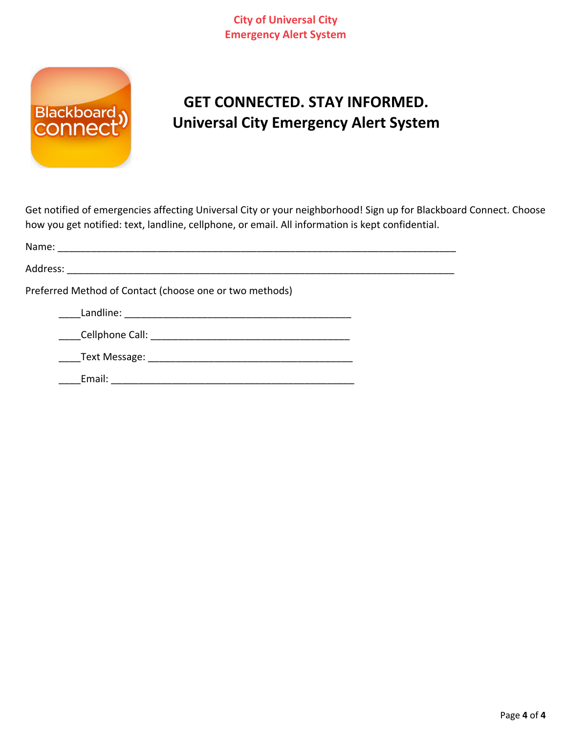City of Universal City
Emergency Alert System

# GET CONNECTED. STAY INFORMED.
## Universal City Emergency Alert System

Get notified of emergencies affecting Universal City or your neighborhood! Sign up for Blackboard Connect. Choose how you get notified: text, landline, cellphone, or email. All information is kept confidential.

Name: ___________________________________________________________________________

Address: _________________________________________________________________________

Preferred Method of Contact (choose one or two methods)

____Landline: ___________________________________________

____Cellphone Call: ______________________________________

____Text Message: _______________________________________

____Email: ______________________________________________